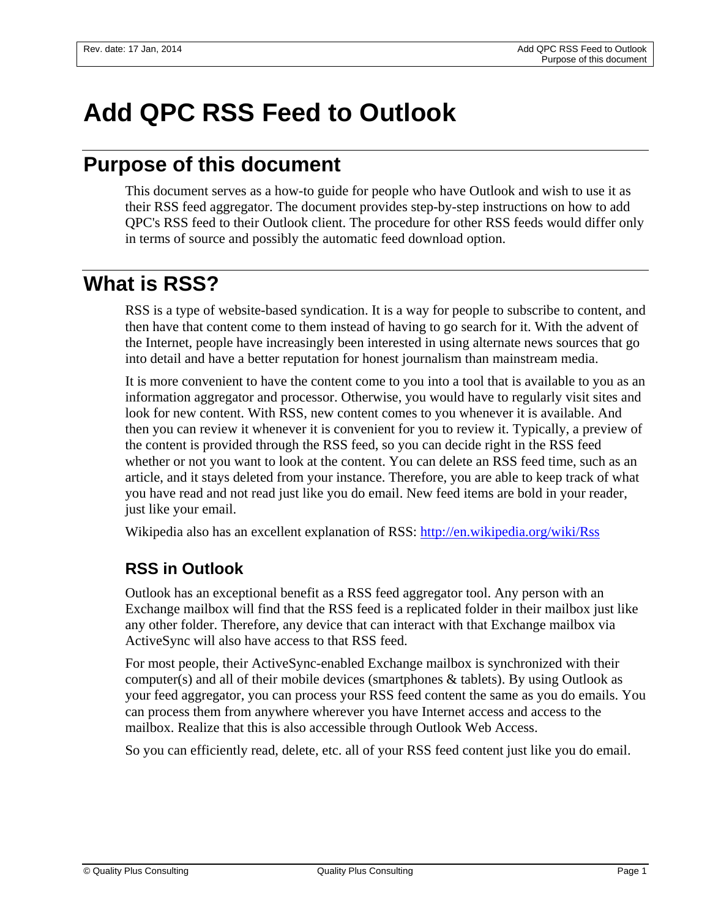# Add QPC RSS Feed to Outlook

## Purpose of this document

This document serves as a how-to guide for people who have Outlook and wish to use it as their RSS feed aggregator. The document provides step-by-step instructions on how to add QPC's RSS feed to their Outlook client. The procedure for other RSS feeds would differ only in terms of source and possibly the automatic feed download option.

## What is RSS?

RSS is a type of website-based syndication. It is a way for people to subscribe to content, and then have that content come to them instead of having to go search for it. With the advent of the Internet, people have increasingly been interested in using alternate news sources that go into detail and have a better reputation for honest journalism than mainstream media.

It is more convenient to have the content come to you into a tool that is available to you as an information aggregator and processor. Otherwise, you would have to regularly visit sites and look for new content. With RSS, new content comes to you whenever it is available. And then you can review it whenever it is convenient for you to review it. Typically, a preview of the content is provided through the RSS feed, so you can decide right in the RSS feed whether or not you want to look at the content. You can delete an RSS feed time, such as an article, and it stays deleted from your instance. Therefore, you are able to keep track of what you have read and not read just like you do email. New feed items are bold in your reader, just like your email.

Wikipedia also has an excellent explanation of RSS: [http://en.wikipedia.org/wiki/Rss](http://en.wikipedia.org/wiki/Rss)

### RSS in Outlook

Outlook has an exceptional benefit as a RSS feed aggregator tool. Any person with an Exchange mailbox will find that the RSS feed is a replicated folder in their mailbox just like any other folder. Therefore, any device that can interact with that Exchange mailbox via ActiveSync will also have access to that RSS feed.

For most people, their ActiveSync-enabled Exchange mailbox is synchronized with their computer(s) and all of their mobile devices (smartphones & tablets). By using Outlook as your feed aggregator, you can process your RSS feed content the same as you do emails. You can process them from anywhere wherever you have Internet access and access to the mailbox. Realize that this is also accessible through Outlook Web Access.

So you can efficiently read, delete, etc. all of your RSS feed content just like you do email.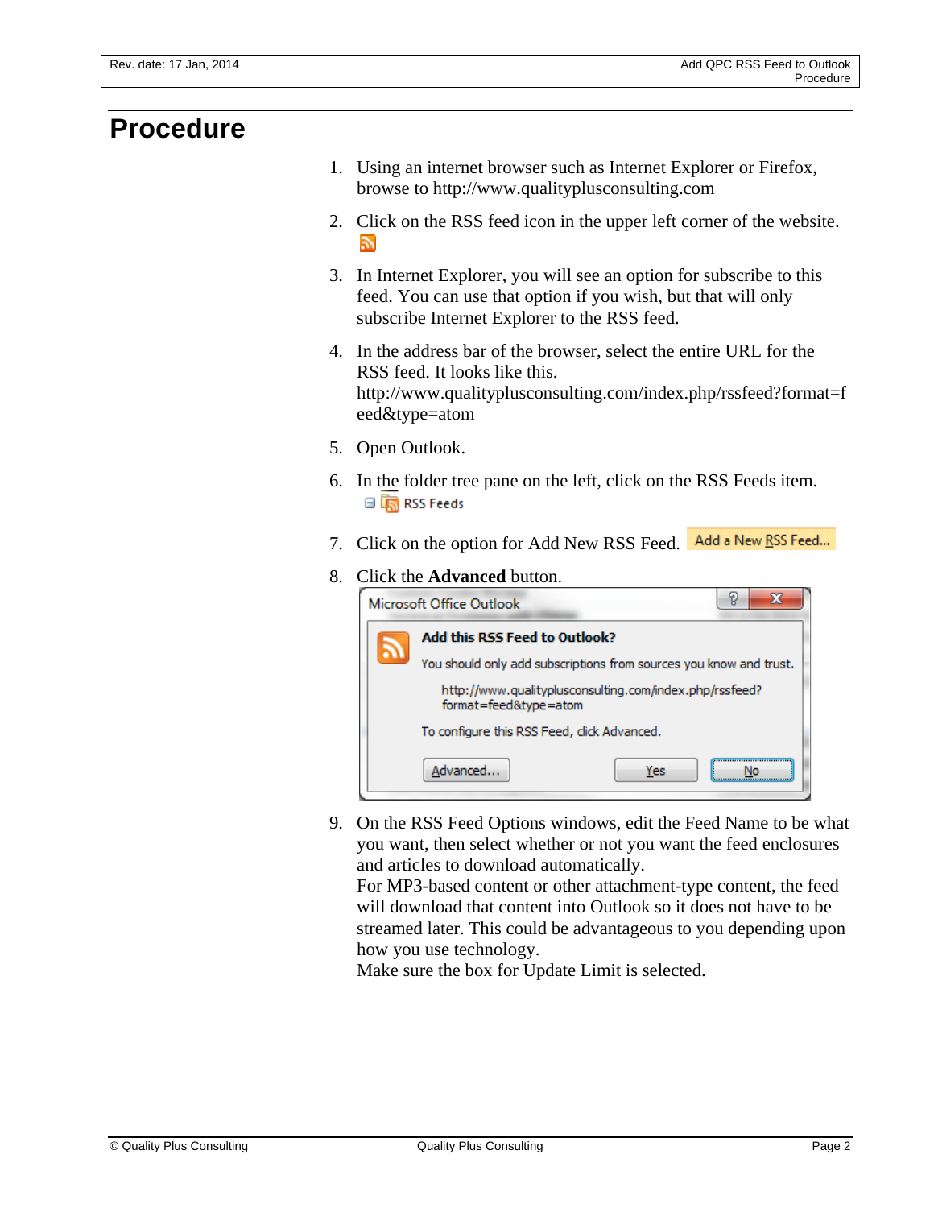# Procedure

1. Using an internet browser such as Internet Explorer or Firefox, browse to http://www.qualityplusconsulting.com

2. Click on the RSS feed icon in the upper left corner of the website.

3. In Internet Explorer, you will see an option for subscribe to this feed. You can use that option if you wish, but that will only subscribe Internet Explorer to the RSS feed.

4. In the address bar of the browser, select the entire URL for the RSS feed. It looks like this. http://www.qualityplusconsulting.com/index.php/rssfeed?format=feed&type=atom

5. Open Outlook.

6. In the folder tree pane on the left, click on the RSS Feeds item.
   RSS Feeds

7. Click on the option for Add New RSS Feed. Add a New RSS Feed...

8. Click the **Advanced** button.

   Microsoft Office Outlook

   **Add this RSS Feed to Outlook?**

   You should only add subscriptions from sources you know and trust.

   http://www.qualityplusconsulting.com/index.php/rssfeed?format=feed&type=atom

   To configure this RSS Feed, click Advanced.

   Advanced... Yes No

9. On the RSS Feed Options windows, edit the Feed Name to be what you want, then select whether or not you want the feed enclosures and articles to download automatically.
   For MP3-based content or other attachment-type content, the feed will download that content into Outlook so it does not have to be streamed later. This could be advantageous to you depending upon how you use technology.
   Make sure the box for Update Limit is selected.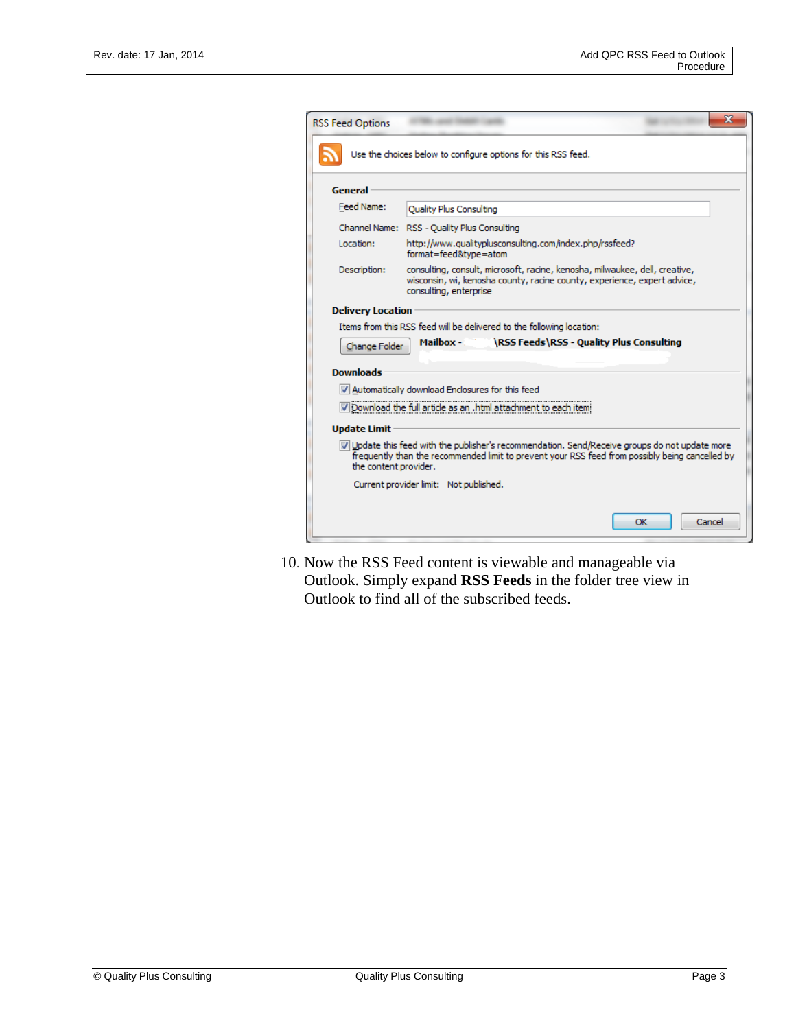10. Now the RSS Feed content is viewable and manageable via Outlook. Simply expand **RSS Feeds** in the folder tree view in Outlook to find all of the subscribed feeds.